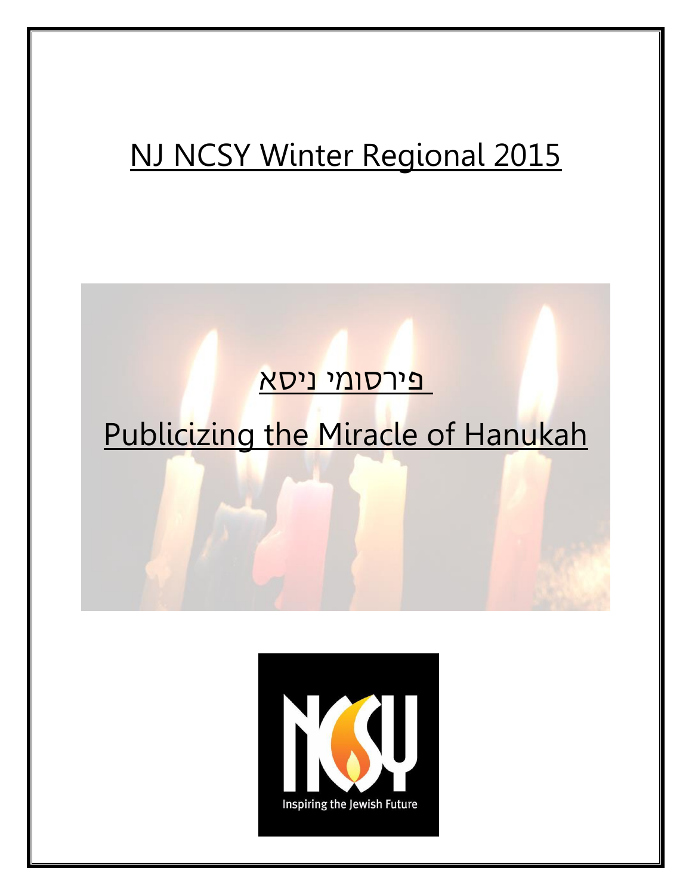# NJ NCSY Winter Regional 2015

## פירסומי ניסא

## Publicizing the Miracle of Hanukah

Inspiring the Jewish Future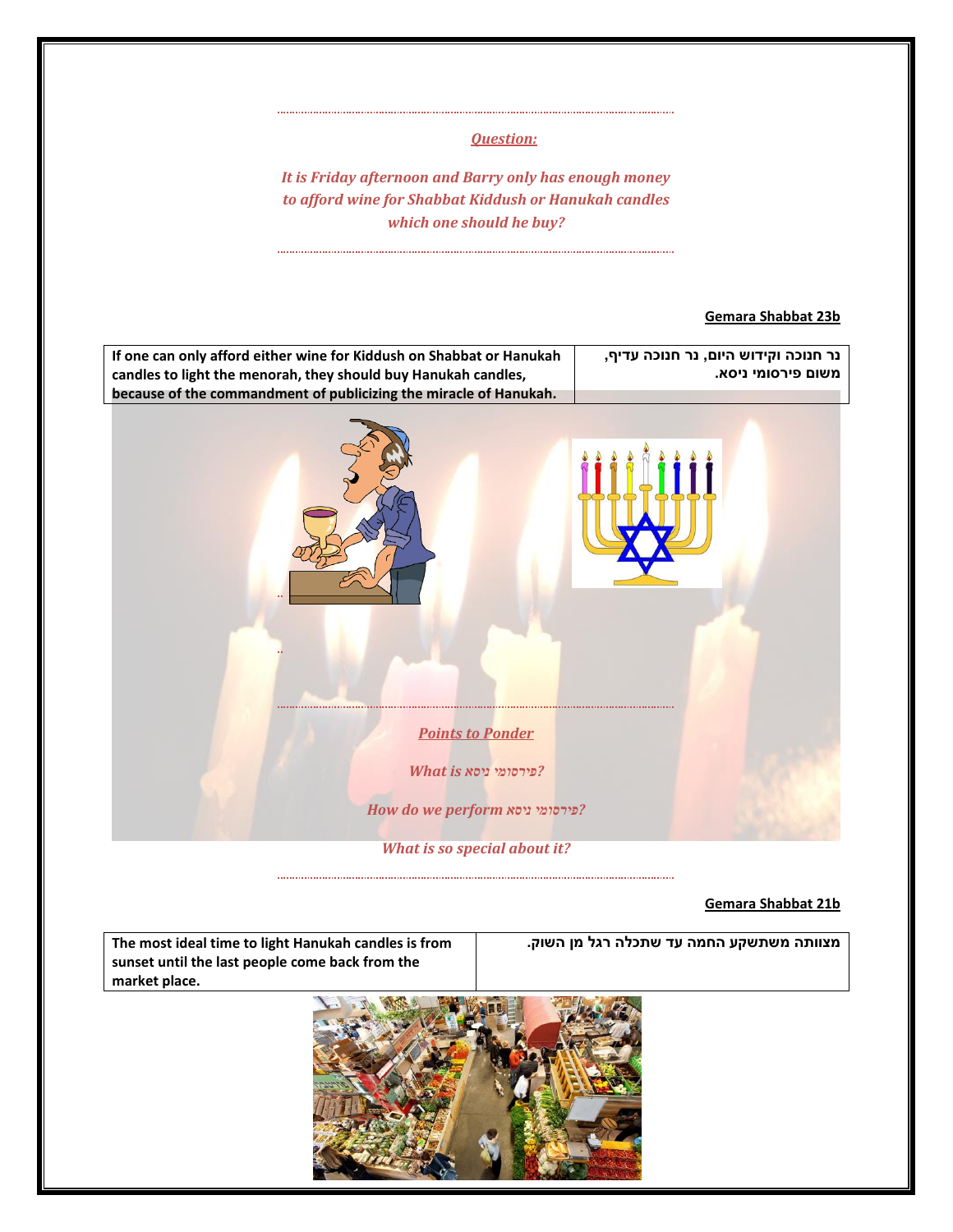***Question:***

*It is Friday afternoon and Barry only has enough money to afford wine for Shabbat Kiddush or Hanukah candles which one should he buy?*

**Gemara Shabbat 23b**

| If one can only afford either wine for Kiddush on Shabbat or Hanukah candles to light the menorah, they should buy Hanukah candles, because of the commandment of publicizing the miracle of Hanukah. | נר חנוכה וקידוש היום, נר חנוכה עדיף, משום פירסומי ניסא. |
|---|---|

***Points to Ponder***

*What is פירסומי ניסא?*

*How do we perform פירסומי ניסא?*

*What is so special about it?*

**Gemara Shabbat 21b**

| The most ideal time to light Hanukah candles is from sunset until the last people come back from the market place. | מצוותה משתשקע החמה עד שתכלה רגל מן השוק. |
|---|---|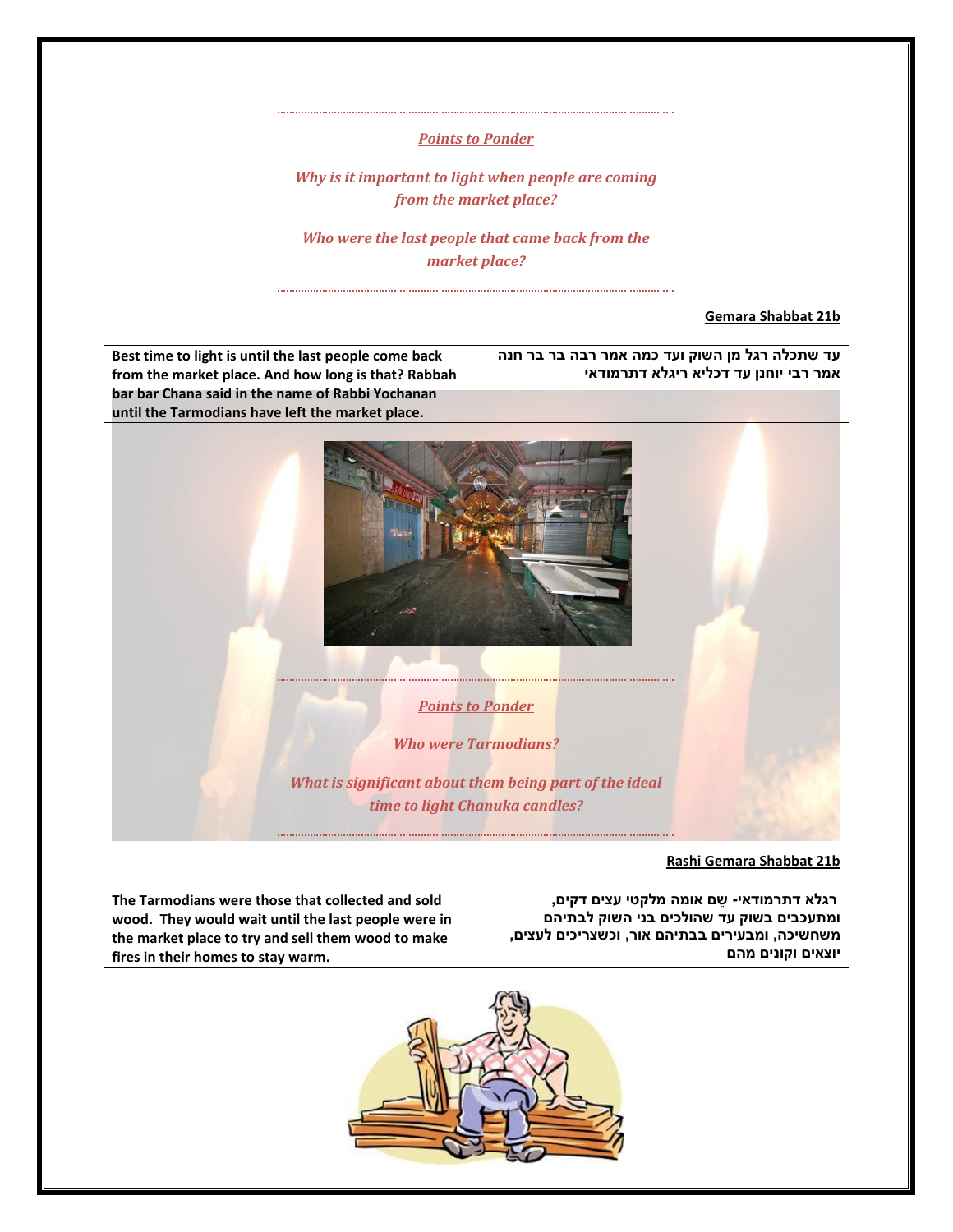*Points to Ponder*

*Why is it important to light when people are coming from the market place?*

*Who were the last people that came back from the market place?*

**Gemara Shabbat 21b**

| Best time to light is until the last people come back from the market place. And how long is that? Rabbah bar bar Chana said in the name of Rabbi Yochanan until the Tarmodians have left the market place. | עד שתכלה רגל מן השוק ועד כמה אמר רבה בר בר חנה אמר רבי יוחנן עד דכליא ריגלא דתרמודאי |
|---|---|

*Points to Ponder*

*Who were Tarmodians?*

*What is significant about them being part of the ideal time to light Chanuka candles?*

**Rashi Gemara Shabbat 21b**

| The Tarmodians were those that collected and sold wood. They would wait until the last people were in the market place to try and sell them wood to make fires in their homes to stay warm. | רגלא דתרמודאי- שֵׁם אומה מלקטי עצים דקים, ומתעכבים בשוק עד שהולכים בני השוק לבתיהם משחשיכה, ומבעירים בבתיהם אור, וכשצריכים לעצים, יוצאים וקונים מהם |
|---|---|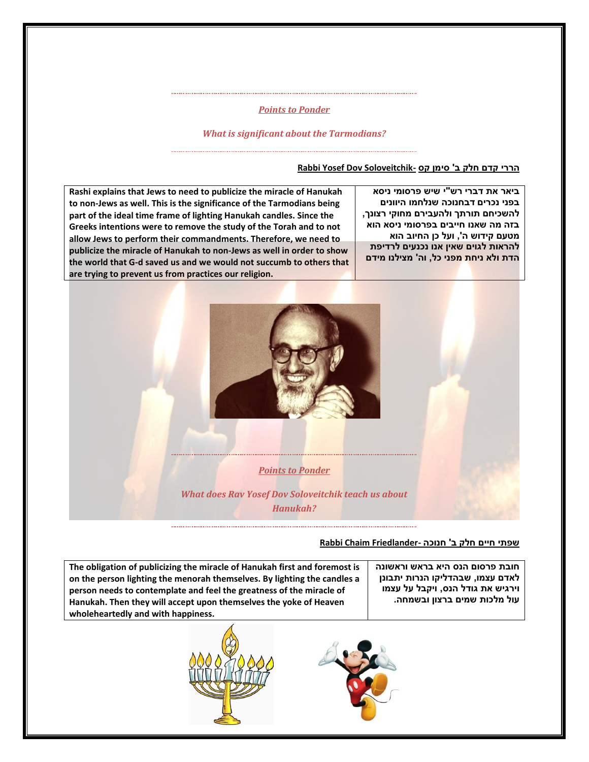*Points to Ponder*

*What is significant about the Tarmodians?*

**Rabbi Yosef Dov Soloveitchik- הררי קדם חלק ב' סימן קס**

| | |
|---|---|
| **Rashi explains that Jews to need to publicize the miracle of Hanukah to non-Jews as well. This is the significance of the Tarmodians being part of the ideal time frame of lighting Hanukah candles. Since the Greeks intentions were to remove the study of the Torah and to not allow Jews to perform their commandments. Therefore, we need to publicize the miracle of Hanukah to non-Jews as well in order to show the world that G-d saved us and we would not succumb to others that are trying to prevent us from practices our religion.** | **ביאר את דברי רש"י שיש פרסומי ניסא בפני נכרים דבחנוכה שנלחמו היוונים להשכיחם תורתך ולהעבירם מחוקי רצונך, בזה מה שאנו חייבים בפרסומי ניסא הוא מטעם קידוש ה', ועל כן החיוב הוא להראות לגוים שאין אנו נכנעים לרדיפת הדת ולא ניחת מפני כל, וה' מצילנו מידם** |

*Points to Ponder*

*What does Rav Yosef Dov Soloveitchik teach us about Hanukah?*

**Rabbi Chaim Friedlander- שפתי חיים חלק ב' חנוכה**

| | |
|---|---|
| **The obligation of publicizing the miracle of Hanukah first and foremost is on the person lighting the menorah themselves. By lighting the candles a person needs to contemplate and feel the greatness of the miracle of Hanukah. Then they will accept upon themselves the yoke of Heaven wholeheartedly and with happiness.** | **חובת פרסום הנס היא בראש וראשונה לאדם עצמו, שבהדליקו הנרות יתבונן וירגיש את גודל הנס, ויקבל על עצמו עול מלכות שמים ברצון ובשמחה.** |